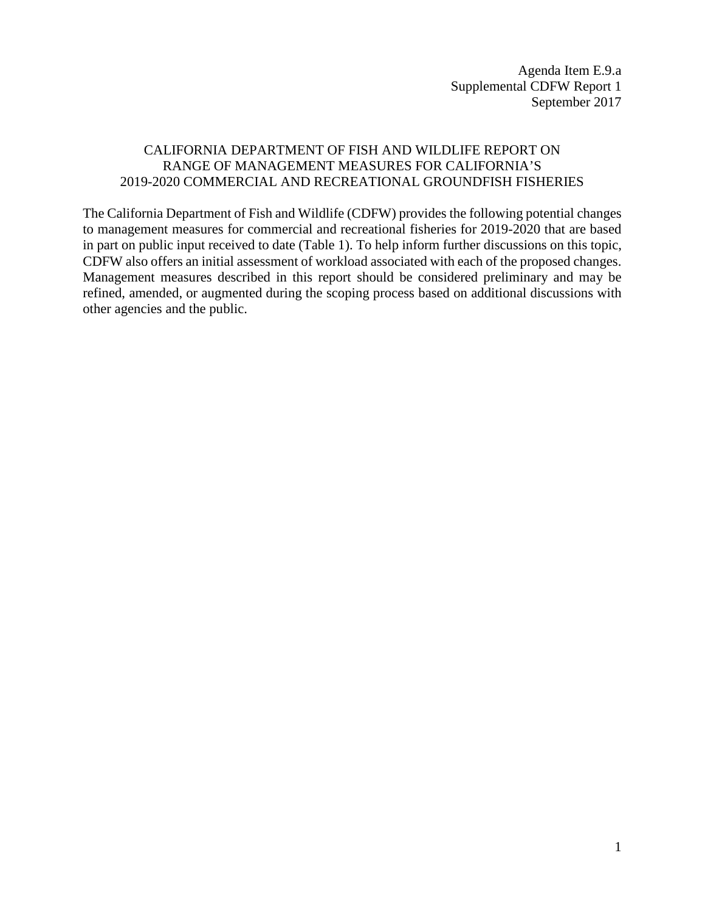Agenda Item E.9.a
Supplemental CDFW Report 1
September 2017

# CALIFORNIA DEPARTMENT OF FISH AND WILDLIFE REPORT ON RANGE OF MANAGEMENT MEASURES FOR CALIFORNIA'S 2019-2020 COMMERCIAL AND RECREATIONAL GROUNDFISH FISHERIES

The California Department of Fish and Wildlife (CDFW) provides the following potential changes to management measures for commercial and recreational fisheries for 2019-2020 that are based in part on public input received to date (Table 1). To help inform further discussions on this topic, CDFW also offers an initial assessment of workload associated with each of the proposed changes. Management measures described in this report should be considered preliminary and may be refined, amended, or augmented during the scoping process based on additional discussions with other agencies and the public.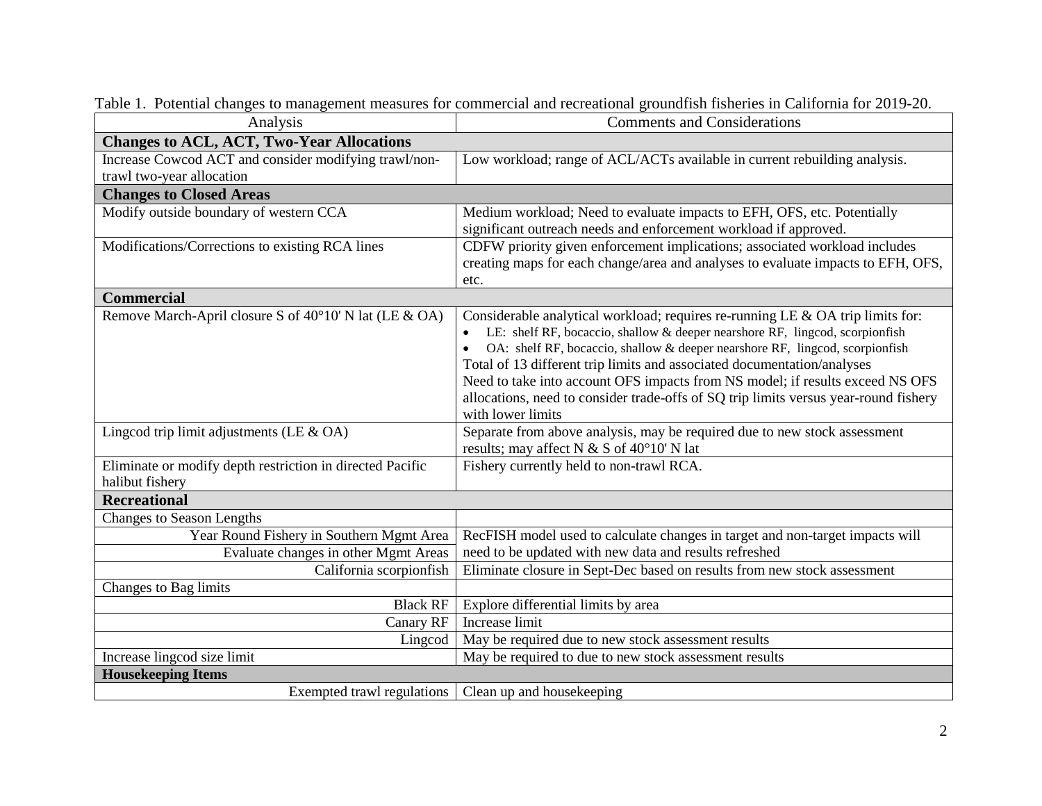Table 1. Potential changes to management measures for commercial and recreational groundfish fisheries in California for 2019-20.

| Analysis | Comments and Considerations |
|---|---|
| **Changes to ACL, ACT, Two-Year Allocations** | |
| Increase Cowcod ACT and consider modifying trawl/non-trawl two-year allocation | Low workload; range of ACL/ACTs available in current rebuilding analysis. |
| **Changes to Closed Areas** | |
| Modify outside boundary of western CCA | Medium workload; Need to evaluate impacts to EFH, OFS, etc. Potentially significant outreach needs and enforcement workload if approved. |
| Modifications/Corrections to existing RCA lines | CDFW priority given enforcement implications; associated workload includes creating maps for each change/area and analyses to evaluate impacts to EFH, OFS, etc. |
| **Commercial** | |
| Remove March-April closure S of 40°10' N lat (LE & OA) | Considerable analytical workload; requires re-running LE & OA trip limits for: <br>• LE: shelf RF, bocaccio, shallow & deeper nearshore RF, lingcod, scorpionfish <br>• OA: shelf RF, bocaccio, shallow & deeper nearshore RF, lingcod, scorpionfish <br>Total of 13 different trip limits and associated documentation/analyses <br>Need to take into account OFS impacts from NS model; if results exceed NS OFS allocations, need to consider trade-offs of SQ trip limits versus year-round fishery with lower limits |
| Lingcod trip limit adjustments (LE & OA) | Separate from above analysis, may be required due to new stock assessment results; may affect N & S of 40°10' N lat |
| Eliminate or modify depth restriction in directed Pacific halibut fishery | Fishery currently held to non-trawl RCA. |
| **Recreational** | |
| Changes to Season Lengths | |
| Year Round Fishery in Southern Mgmt Area | RecFISH model used to calculate changes in target and non-target impacts will need to be updated with new data and results refreshed |
| Evaluate changes in other Mgmt Areas | |
| California scorpionfish | Eliminate closure in Sept-Dec based on results from new stock assessment |
| Changes to Bag limits | |
| Black RF | Explore differential limits by area |
| Canary RF | Increase limit |
| Lingcod | May be required due to new stock assessment results |
| Increase lingcod size limit | May be required to due to new stock assessment results |
| **Housekeeping Items** | |
| Exempted trawl regulations | Clean up and housekeeping |